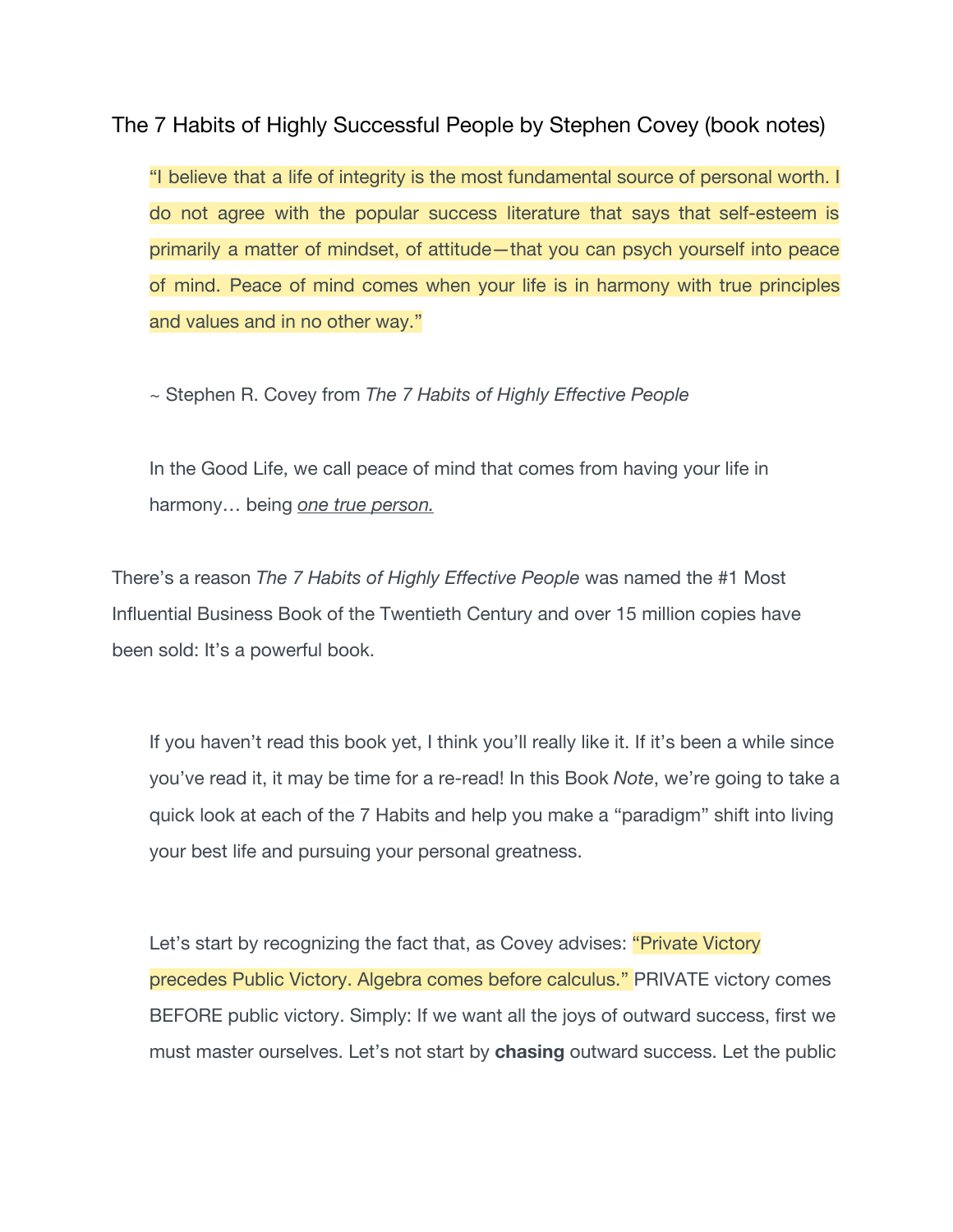# The 7 Habits of Highly Successful People by Stephen Covey (book notes)

> "I believe that a life of integrity is the most fundamental source of personal worth. I do not agree with the popular success literature that says that self-esteem is primarily a matter of mindset, of attitude—that you can psych yourself into peace of mind. Peace of mind comes when your life is in harmony with true principles and values and in no other way."
>
> ~ Stephen R. Covey from *The 7 Habits of Highly Effective People*
>
> In the Good Life, we call peace of mind that comes from having your life in harmony… being ***one true person.***

There's a reason *The 7 Habits of Highly Effective People* was named the #1 Most Influential Business Book of the Twentieth Century and over 15 million copies have been sold: It's a powerful book.

> If you haven't read this book yet, I think you'll really like it. If it's been a while since you've read it, it may be time for a re-read! In this Book *Note*, we're going to take a quick look at each of the 7 Habits and help you make a "paradigm" shift into living your best life and pursuing your personal greatness.
>
> Let's start by recognizing the fact that, as Covey advises: "Private Victory precedes Public Victory. Algebra comes before calculus." PRIVATE victory comes BEFORE public victory. Simply: If we want all the joys of outward success, first we must master ourselves. Let's not start by **chasing** outward success. Let the public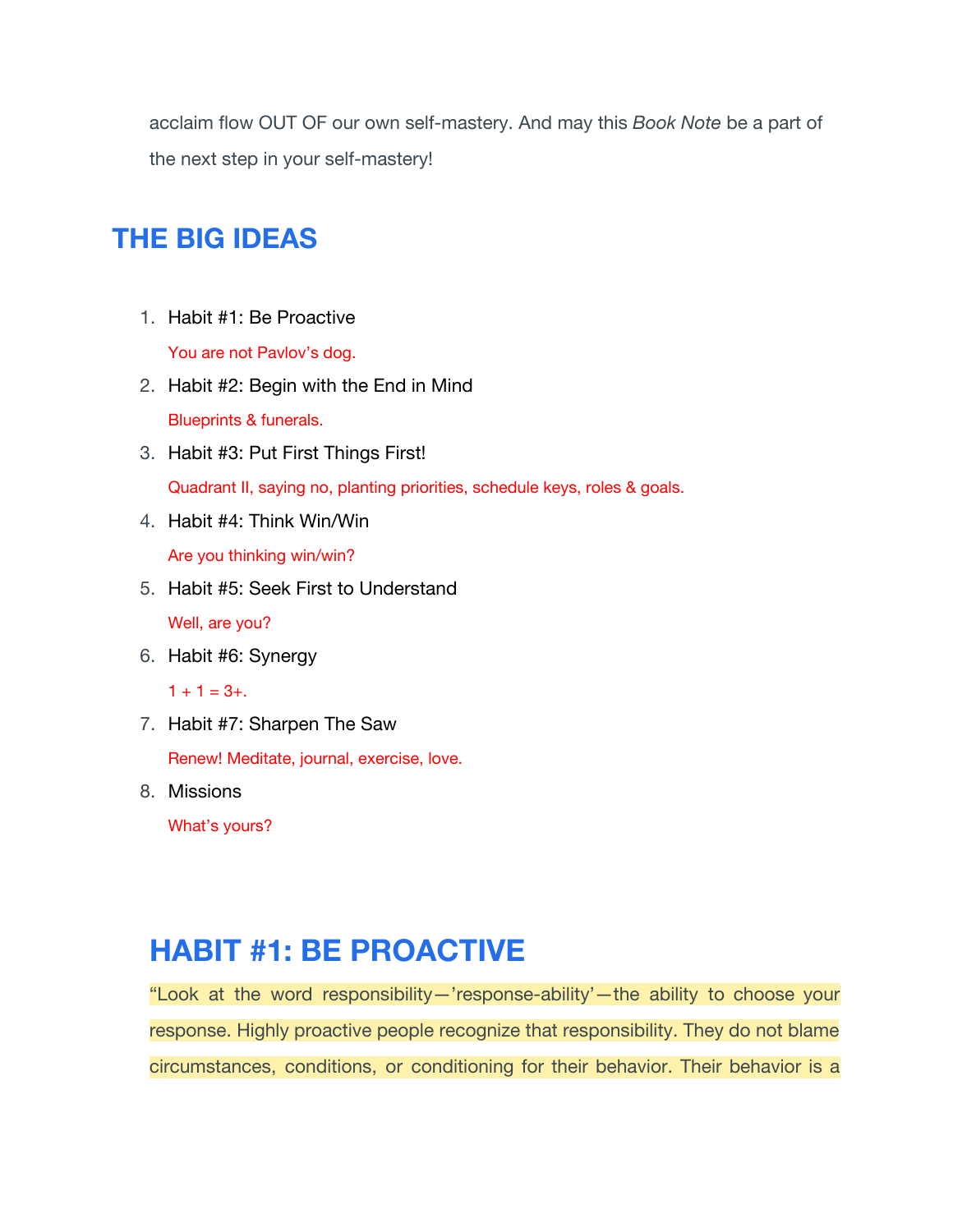acclaim flow OUT OF our own self-mastery. And may this *Book Note* be a part of the next step in your self-mastery!

## THE BIG IDEAS

1. Habit #1: Be Proactive
   You are not Pavlov's dog.
2. Habit #2: Begin with the End in Mind
   Blueprints & funerals.
3. Habit #3: Put First Things First!
   Quadrant II, saying no, planting priorities, schedule keys, roles & goals.
4. Habit #4: Think Win/Win
   Are you thinking win/win?
5. Habit #5: Seek First to Understand
   Well, are you?
6. Habit #6: Synergy
   1 + 1 = 3+.
7. Habit #7: Sharpen The Saw
   Renew! Meditate, journal, exercise, love.
8. Missions
   What's yours?

## HABIT #1: BE PROACTIVE

"Look at the word responsibility—'response-ability'—the ability to choose your response. Highly proactive people recognize that responsibility. They do not blame circumstances, conditions, or conditioning for their behavior. Their behavior is a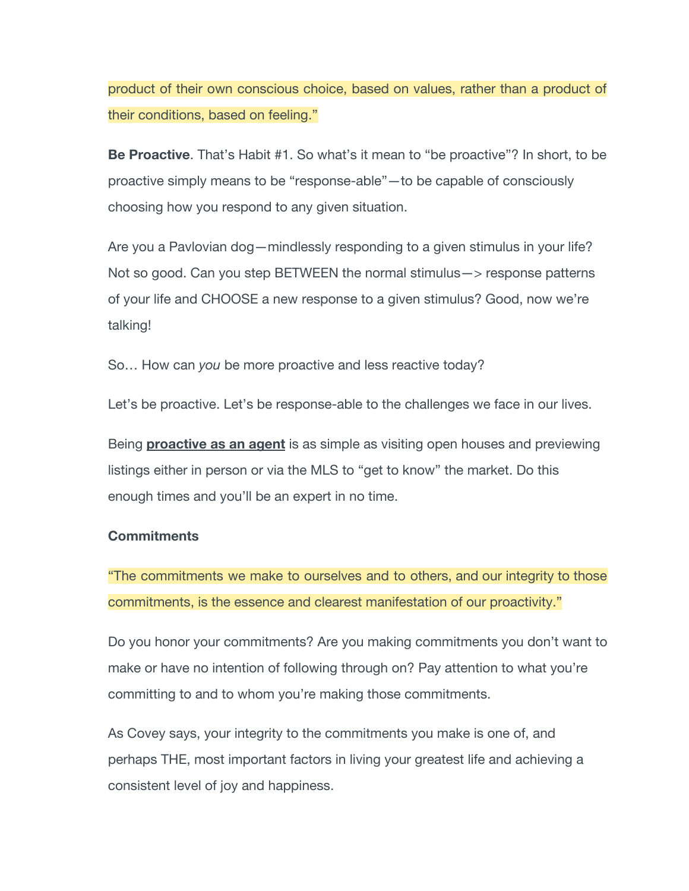product of their own conscious choice, based on values, rather than a product of their conditions, based on feeling."

**Be Proactive**. That's Habit #1. So what's it mean to "be proactive"? In short, to be proactive simply means to be "response-able"—to be capable of consciously choosing how you respond to any given situation.

Are you a Pavlovian dog—mindlessly responding to a given stimulus in your life? Not so good. Can you step BETWEEN the normal stimulus—> response patterns of your life and CHOOSE a new response to a given stimulus? Good, now we're talking!

So… How can *you* be more proactive and less reactive today?

Let's be proactive. Let's be response-able to the challenges we face in our lives.

Being **proactive as an agent** is as simple as visiting open houses and previewing listings either in person or via the MLS to "get to know" the market. Do this enough times and you'll be an expert in no time.

**Commitments**

"The commitments we make to ourselves and to others, and our integrity to those commitments, is the essence and clearest manifestation of our proactivity."

Do you honor your commitments? Are you making commitments you don't want to make or have no intention of following through on? Pay attention to what you're committing to and to whom you're making those commitments.

As Covey says, your integrity to the commitments you make is one of, and perhaps THE, most important factors in living your greatest life and achieving a consistent level of joy and happiness.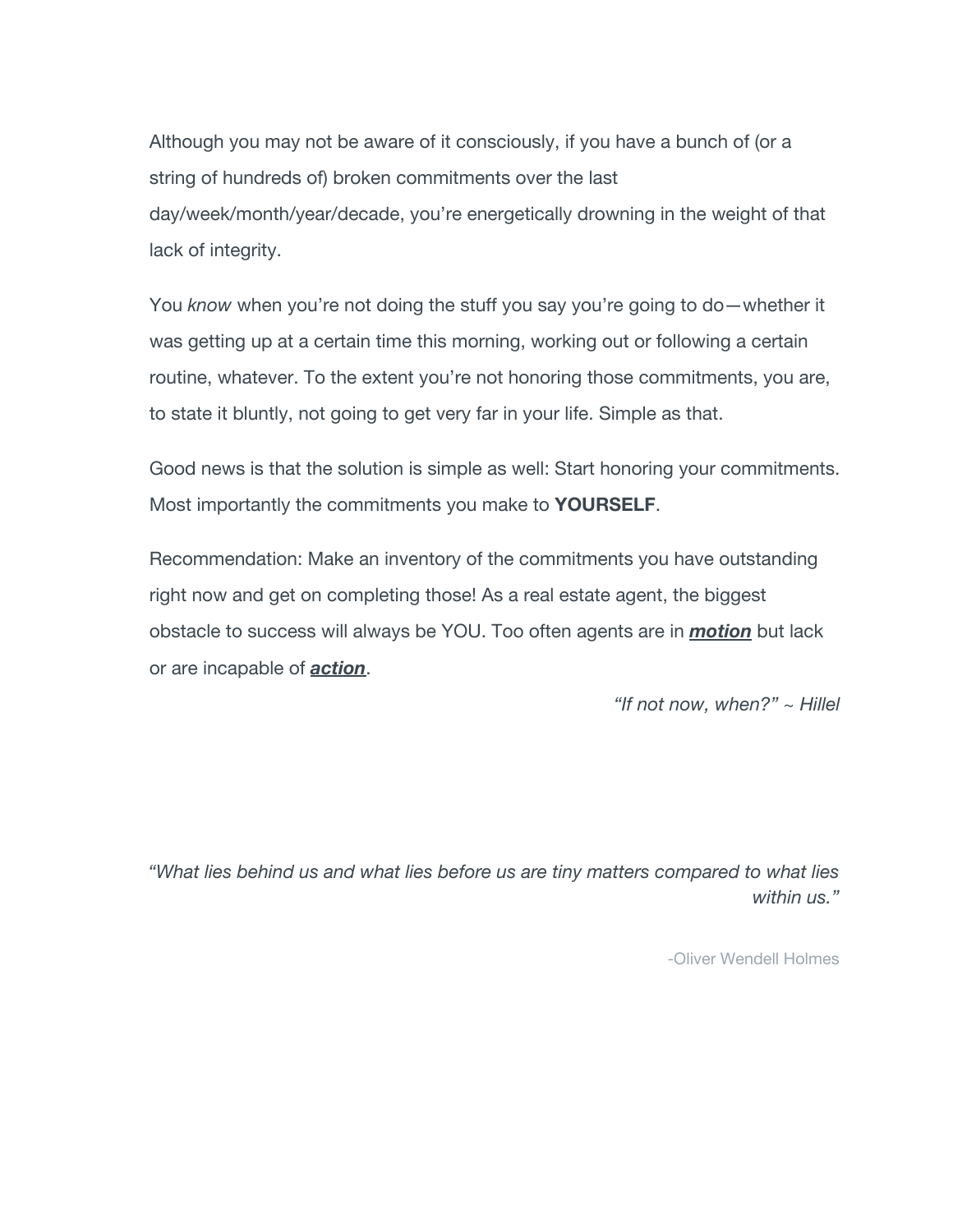Although you may not be aware of it consciously, if you have a bunch of (or a string of hundreds of) broken commitments over the last day/week/month/year/decade, you're energetically drowning in the weight of that lack of integrity.

You *know* when you're not doing the stuff you say you're going to do—whether it was getting up at a certain time this morning, working out or following a certain routine, whatever. To the extent you're not honoring those commitments, you are, to state it bluntly, not going to get very far in your life. Simple as that.

Good news is that the solution is simple as well: Start honoring your commitments. Most importantly the commitments you make to **YOURSELF**.

Recommendation: Make an inventory of the commitments you have outstanding right now and get on completing those! As a real estate agent, the biggest obstacle to success will always be YOU. Too often agents are in ***<u>motion</u>*** but lack or are incapable of ***<u>action</u>***.

*"If not now, when?" ~ Hillel*

*"What lies behind us and what lies before us are tiny matters compared to what lies within us."*

-Oliver Wendell Holmes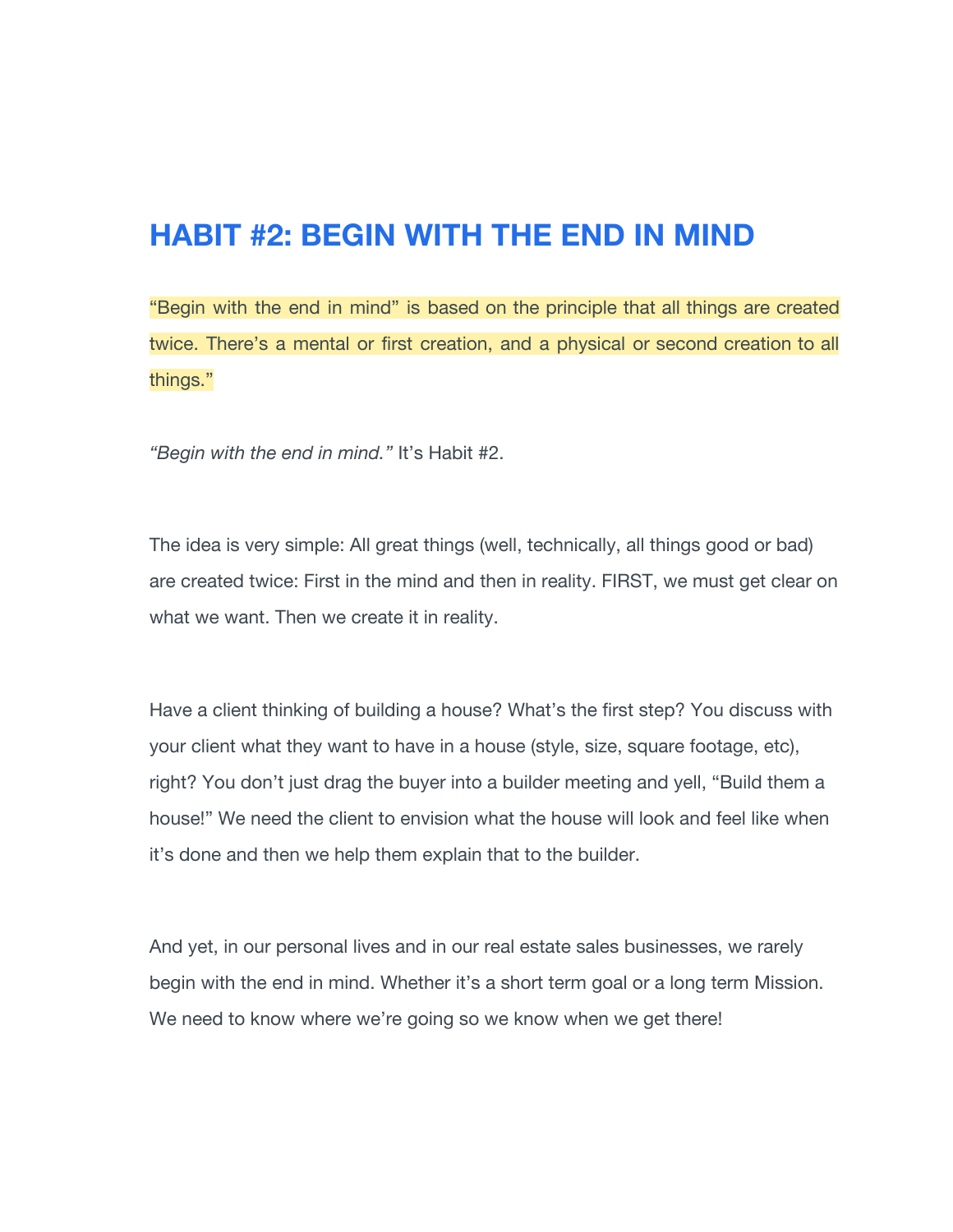# HABIT #2: BEGIN WITH THE END IN MIND

"Begin with the end in mind" is based on the principle that all things are created twice. There's a mental or first creation, and a physical or second creation to all things."

*"Begin with the end in mind."* It's Habit #2.

The idea is very simple: All great things (well, technically, all things good or bad) are created twice: First in the mind and then in reality. FIRST, we must get clear on what we want. Then we create it in reality.

Have a client thinking of building a house? What's the first step? You discuss with your client what they want to have in a house (style, size, square footage, etc), right? You don't just drag the buyer into a builder meeting and yell, "Build them a house!" We need the client to envision what the house will look and feel like when it's done and then we help them explain that to the builder.

And yet, in our personal lives and in our real estate sales businesses, we rarely begin with the end in mind. Whether it's a short term goal or a long term Mission. We need to know where we're going so we know when we get there!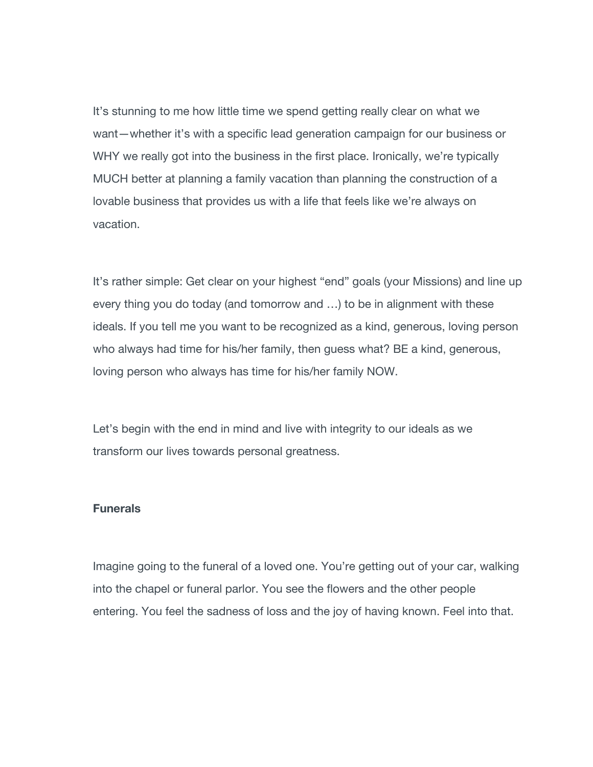It’s stunning to me how little time we spend getting really clear on what we want—whether it’s with a specific lead generation campaign for our business or WHY we really got into the business in the first place. Ironically, we’re typically MUCH better at planning a family vacation than planning the construction of a lovable business that provides us with a life that feels like we’re always on vacation.

It’s rather simple: Get clear on your highest “end” goals (your Missions) and line up every thing you do today (and tomorrow and …) to be in alignment with these ideals. If you tell me you want to be recognized as a kind, generous, loving person who always had time for his/her family, then guess what? BE a kind, generous, loving person who always has time for his/her family NOW.

Let’s begin with the end in mind and live with integrity to our ideals as we transform our lives towards personal greatness.

**Funerals**

Imagine going to the funeral of a loved one. You’re getting out of your car, walking into the chapel or funeral parlor. You see the flowers and the other people entering. You feel the sadness of loss and the joy of having known. Feel into that.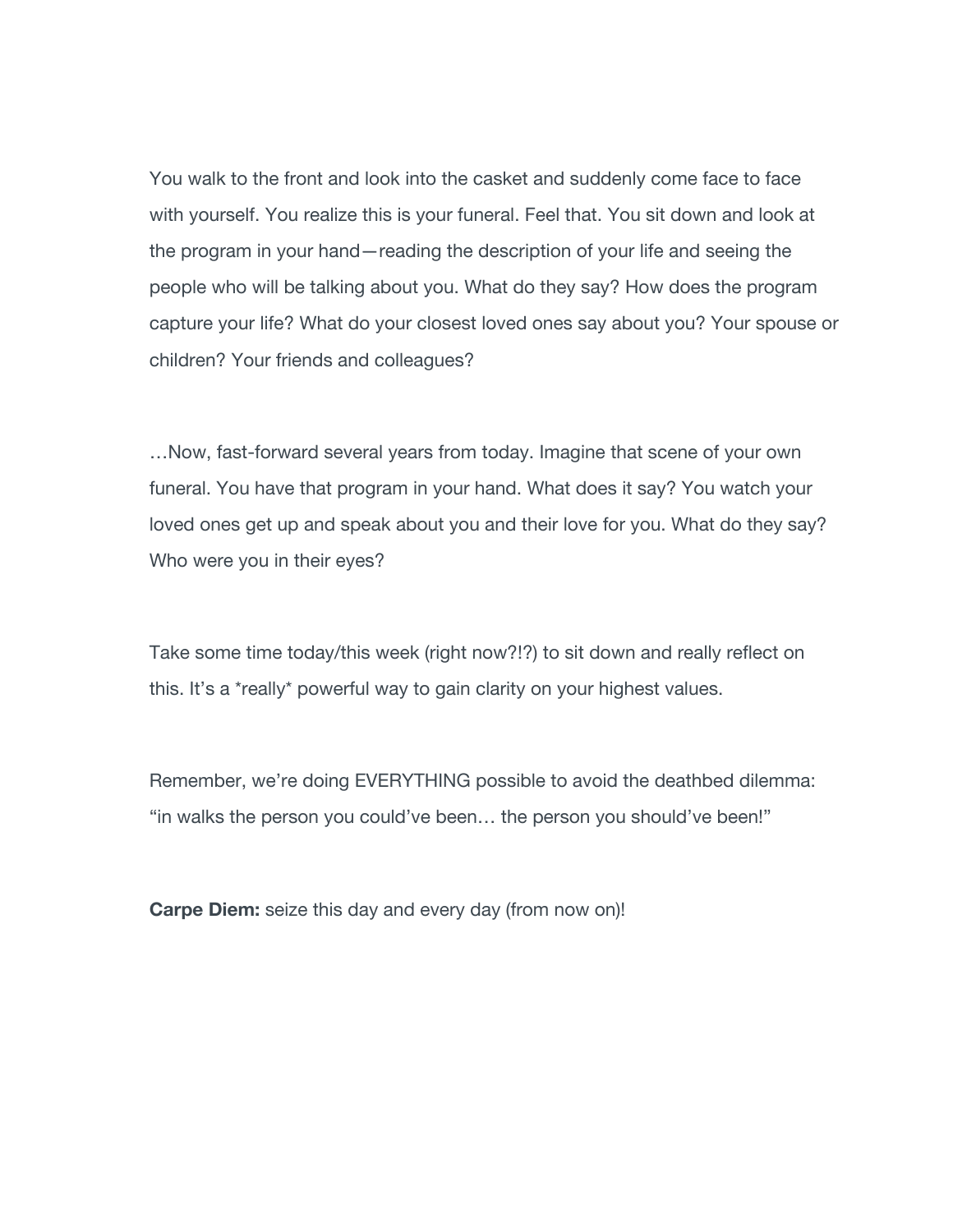You walk to the front and look into the casket and suddenly come face to face with yourself. You realize this is your funeral. Feel that. You sit down and look at the program in your hand—reading the description of your life and seeing the people who will be talking about you. What do they say? How does the program capture your life? What do your closest loved ones say about you? Your spouse or children? Your friends and colleagues?

…Now, fast-forward several years from today. Imagine that scene of your own funeral. You have that program in your hand. What does it say? You watch your loved ones get up and speak about you and their love for you. What do they say? Who were you in their eyes?

Take some time today/this week (right now?!?) to sit down and really reflect on this. It's a *really* powerful way to gain clarity on your highest values.

Remember, we're doing EVERYTHING possible to avoid the deathbed dilemma: "in walks the person you could've been… the person you should've been!"

**Carpe Diem:** seize this day and every day (from now on)!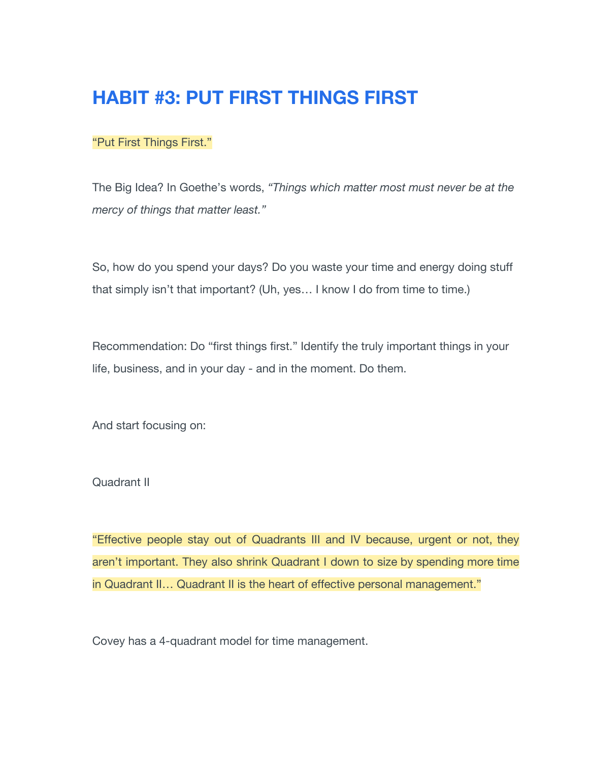# HABIT #3: PUT FIRST THINGS FIRST

"Put First Things First."

The Big Idea? In Goethe's words, *"Things which matter most must never be at the mercy of things that matter least."*

So, how do you spend your days? Do you waste your time and energy doing stuff that simply isn't that important? (Uh, yes… I know I do from time to time.)

Recommendation: Do "first things first." Identify the truly important things in your life, business, and in your day - and in the moment. Do them.

And start focusing on:

Quadrant II

"Effective people stay out of Quadrants III and IV because, urgent or not, they aren't important. They also shrink Quadrant I down to size by spending more time in Quadrant II… Quadrant II is the heart of effective personal management."

Covey has a 4-quadrant model for time management.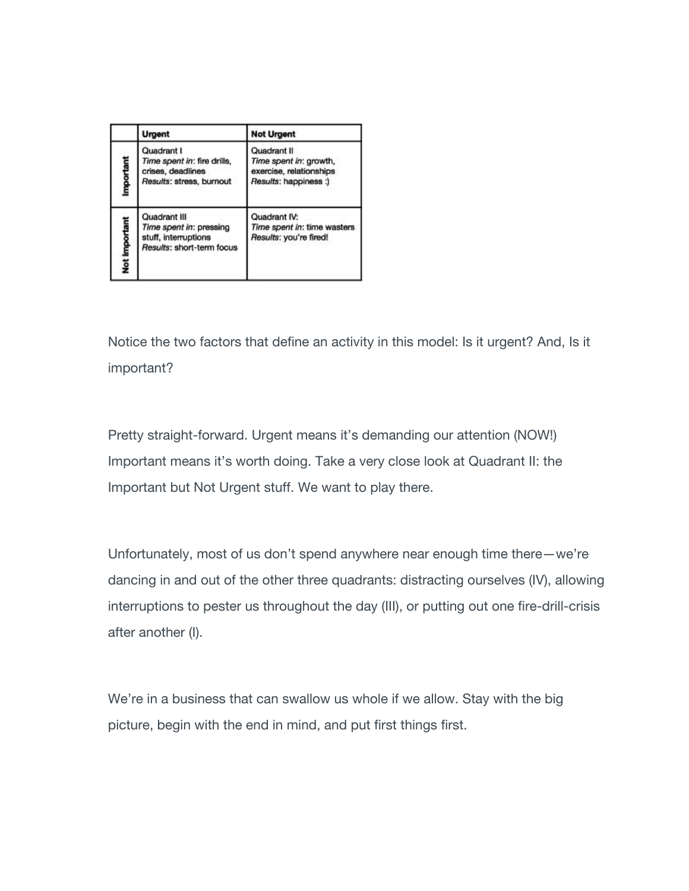| | Urgent | Not Urgent |
|---|---|---|
| **Important** | Quadrant I<br>*Time spent in*: fire drills, crises, deadlines<br>*Results*: stress, burnout | Quadrant II<br>*Time spent in*: growth, exercise, relationships<br>*Results*: happiness :) |
| **Not Important** | Quadrant III<br>*Time spent in*: pressing stuff, interruptions<br>*Results*: short-term focus | Quadrant IV:<br>*Time spent in*: time wasters<br>*Results*: you're fired! |

Notice the two factors that define an activity in this model: Is it urgent? And, Is it important?

Pretty straight-forward. Urgent means it's demanding our attention (NOW!) Important means it's worth doing. Take a very close look at Quadrant II: the Important but Not Urgent stuff. We want to play there.

Unfortunately, most of us don't spend anywhere near enough time there—we're dancing in and out of the other three quadrants: distracting ourselves (IV), allowing interruptions to pester us throughout the day (III), or putting out one fire-drill-crisis after another (I).

We're in a business that can swallow us whole if we allow. Stay with the big picture, begin with the end in mind, and put first things first.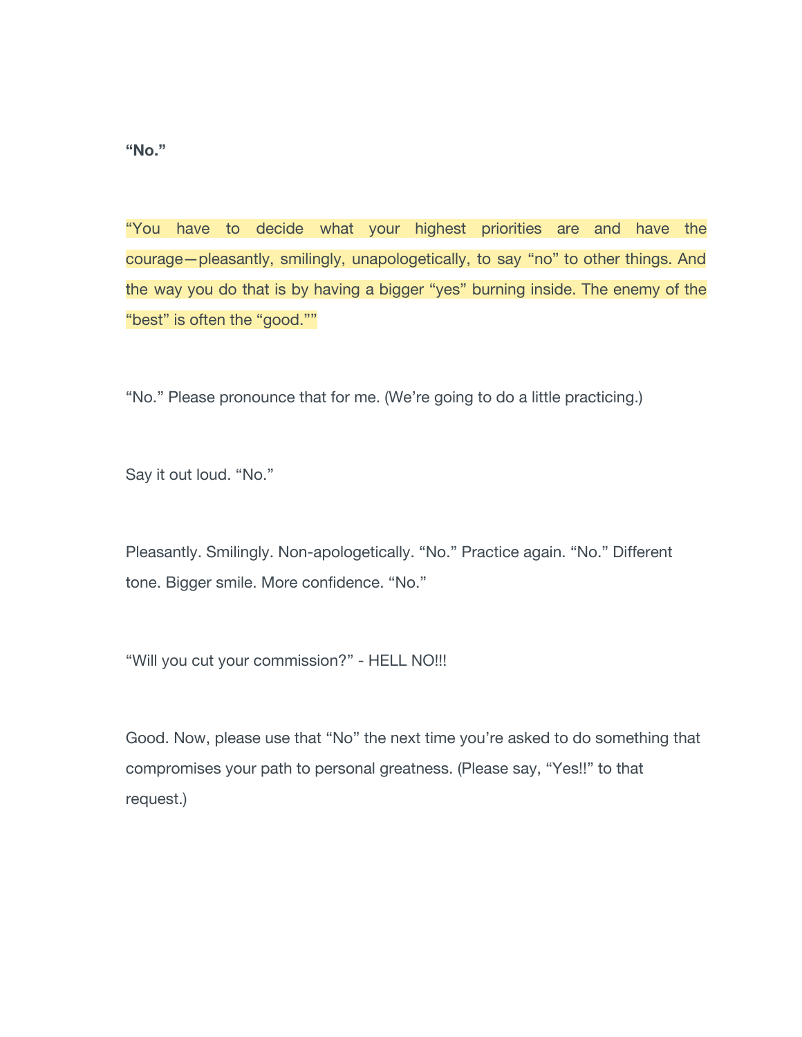**“No.”**

“You have to decide what your highest priorities are and have the courage—pleasantly, smilingly, unapologetically, to say “no” to other things. And the way you do that is by having a bigger “yes” burning inside. The enemy of the “best” is often the “good.””

“No.” Please pronounce that for me. (We’re going to do a little practicing.)

Say it out loud. “No.”

Pleasantly. Smilingly. Non-apologetically. “No.” Practice again. “No.” Different tone. Bigger smile. More confidence. “No.”

“Will you cut your commission?” - HELL NO!!!

Good. Now, please use that “No” the next time you’re asked to do something that compromises your path to personal greatness. (Please say, “Yes!!” to that request.)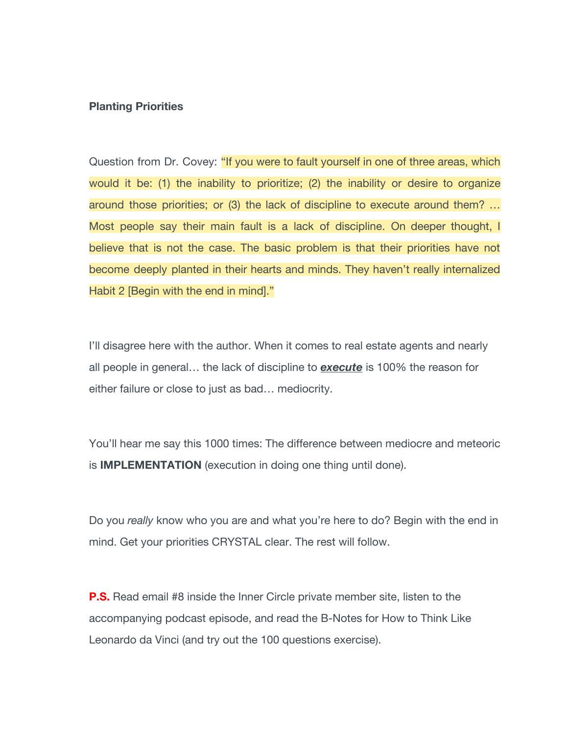**Planting Priorities**

Question from Dr. Covey: "If you were to fault yourself in one of three areas, which would it be: (1) the inability to prioritize; (2) the inability or desire to organize around those priorities; or (3) the lack of discipline to execute around them? … Most people say their main fault is a lack of discipline. On deeper thought, I believe that is not the case. The basic problem is that their priorities have not become deeply planted in their hearts and minds. They haven't really internalized Habit 2 [Begin with the end in mind]."

I'll disagree here with the author. When it comes to real estate agents and nearly all people in general… the lack of discipline to ***execute*** is 100% the reason for either failure or close to just as bad… mediocrity.

You'll hear me say this 1000 times: The difference between mediocre and meteoric is **IMPLEMENTATION** (execution in doing one thing until done).

Do you *really* know who you are and what you're here to do? Begin with the end in mind. Get your priorities CRYSTAL clear. The rest will follow.

**P.S.** Read email #8 inside the Inner Circle private member site, listen to the accompanying podcast episode, and read the B-Notes for How to Think Like Leonardo da Vinci (and try out the 100 questions exercise).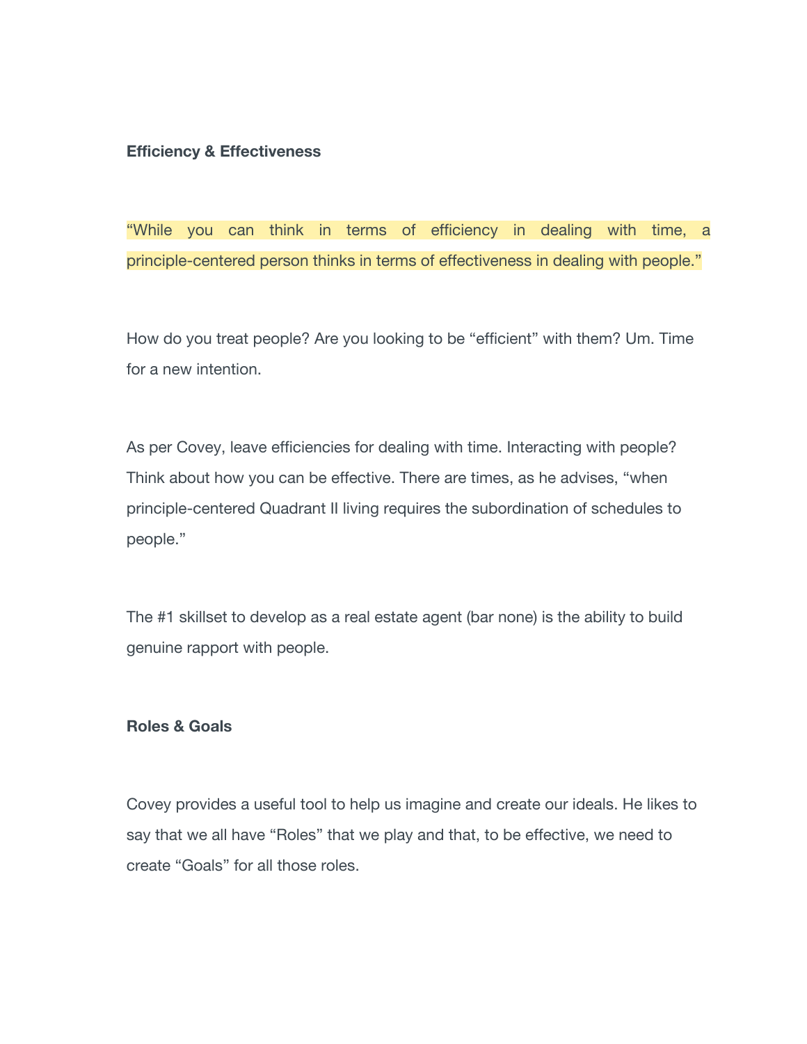**Efficiency & Effectiveness**

"While you can think in terms of efficiency in dealing with time, a principle-centered person thinks in terms of effectiveness in dealing with people."

How do you treat people? Are you looking to be "efficient" with them? Um. Time for a new intention.

As per Covey, leave efficiencies for dealing with time. Interacting with people? Think about how you can be effective. There are times, as he advises, "when principle-centered Quadrant II living requires the subordination of schedules to people."

The #1 skillset to develop as a real estate agent (bar none) is the ability to build genuine rapport with people.

**Roles & Goals**

Covey provides a useful tool to help us imagine and create our ideals. He likes to say that we all have "Roles" that we play and that, to be effective, we need to create "Goals" for all those roles.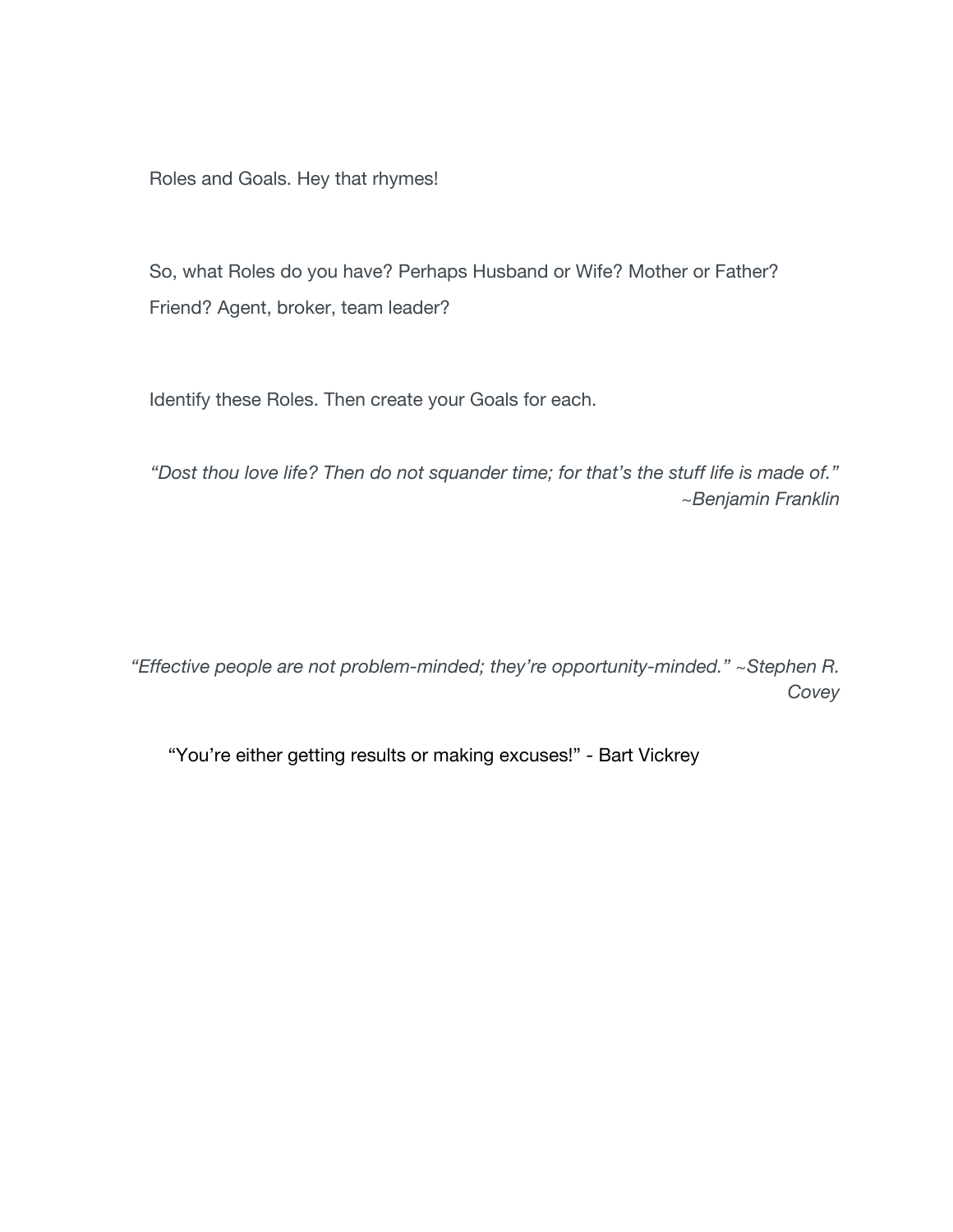Roles and Goals. Hey that rhymes!

So, what Roles do you have? Perhaps Husband or Wife? Mother or Father? Friend? Agent, broker, team leader?

Identify these Roles. Then create your Goals for each.

*"Dost thou love life? Then do not squander time; for that's the stuff life is made of."*
*~Benjamin Franklin*

*"Effective people are not problem-minded; they're opportunity-minded." ~Stephen R. Covey*

"You're either getting results or making excuses!" - Bart Vickrey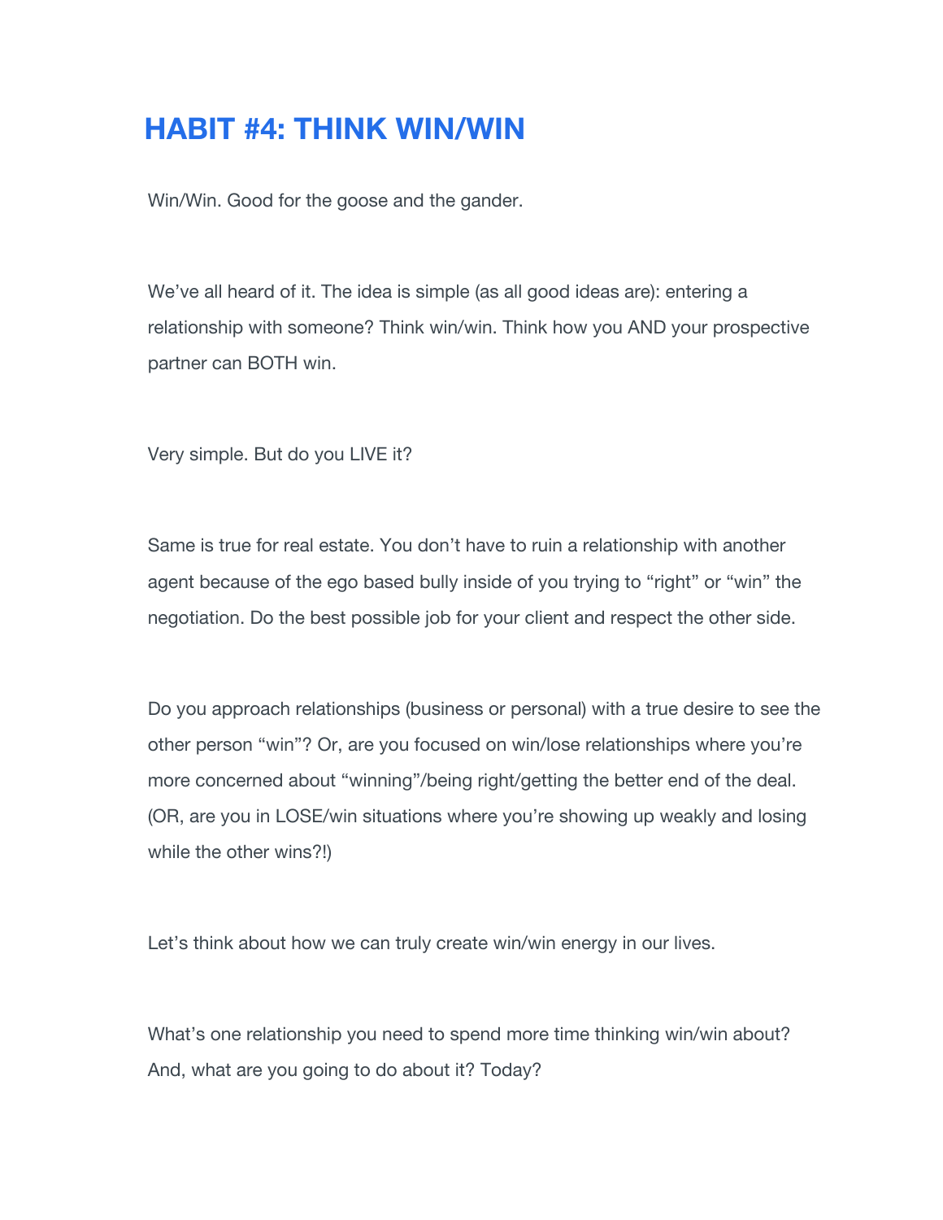# HABIT #4: THINK WIN/WIN

Win/Win. Good for the goose and the gander.

We've all heard of it. The idea is simple (as all good ideas are): entering a relationship with someone? Think win/win. Think how you AND your prospective partner can BOTH win.

Very simple. But do you LIVE it?

Same is true for real estate. You don't have to ruin a relationship with another agent because of the ego based bully inside of you trying to "right" or "win" the negotiation. Do the best possible job for your client and respect the other side.

Do you approach relationships (business or personal) with a true desire to see the other person "win"? Or, are you focused on win/lose relationships where you're more concerned about "winning"/being right/getting the better end of the deal. (OR, are you in LOSE/win situations where you're showing up weakly and losing while the other wins?!)

Let's think about how we can truly create win/win energy in our lives.

What's one relationship you need to spend more time thinking win/win about? And, what are you going to do about it? Today?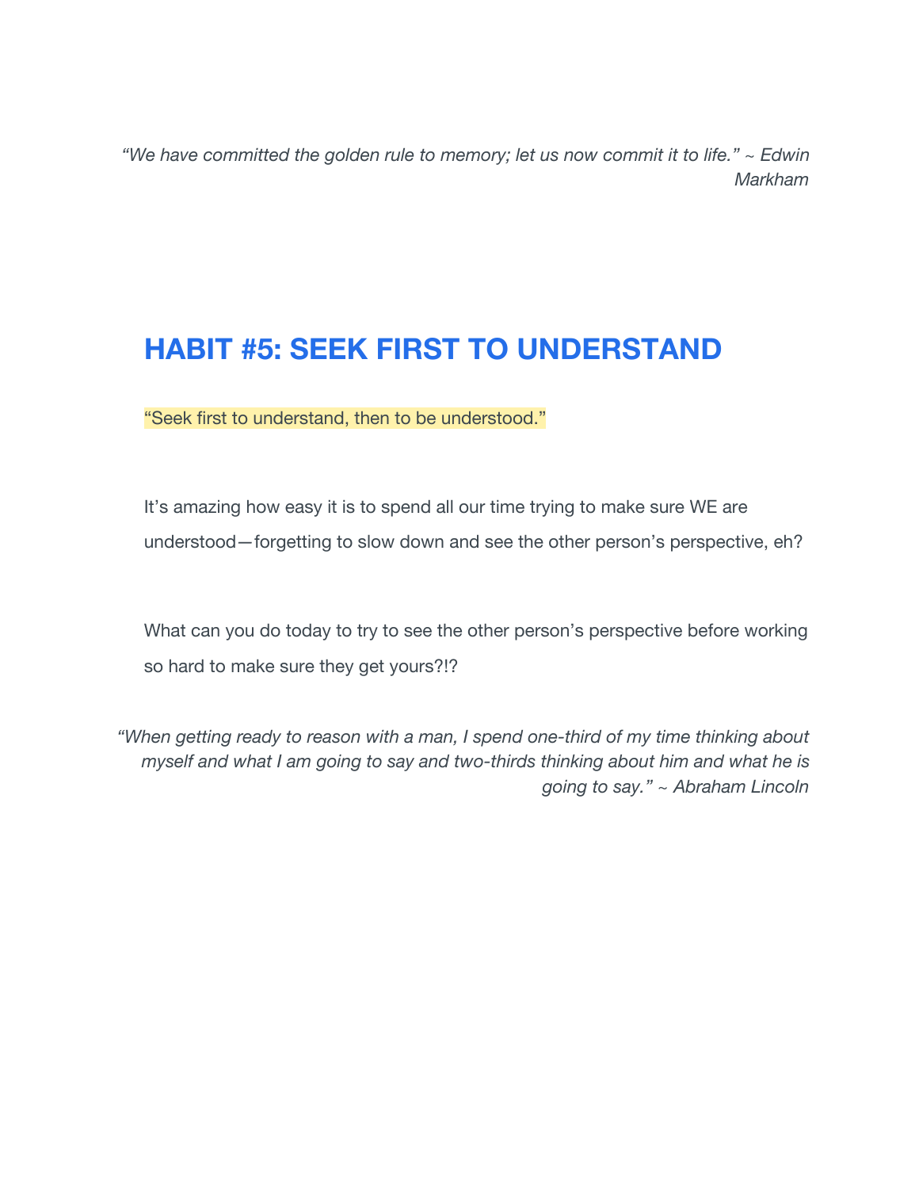*“We have committed the golden rule to memory; let us now commit it to life.” ~ Edwin Markham*

## HABIT #5: SEEK FIRST TO UNDERSTAND

“Seek first to understand, then to be understood.”

It’s amazing how easy it is to spend all our time trying to make sure WE are understood—forgetting to slow down and see the other person’s perspective, eh?

What can you do today to try to see the other person’s perspective before working so hard to make sure they get yours?!?

*“When getting ready to reason with a man, I spend one-third of my time thinking about myself and what I am going to say and two-thirds thinking about him and what he is going to say.” ~ Abraham Lincoln*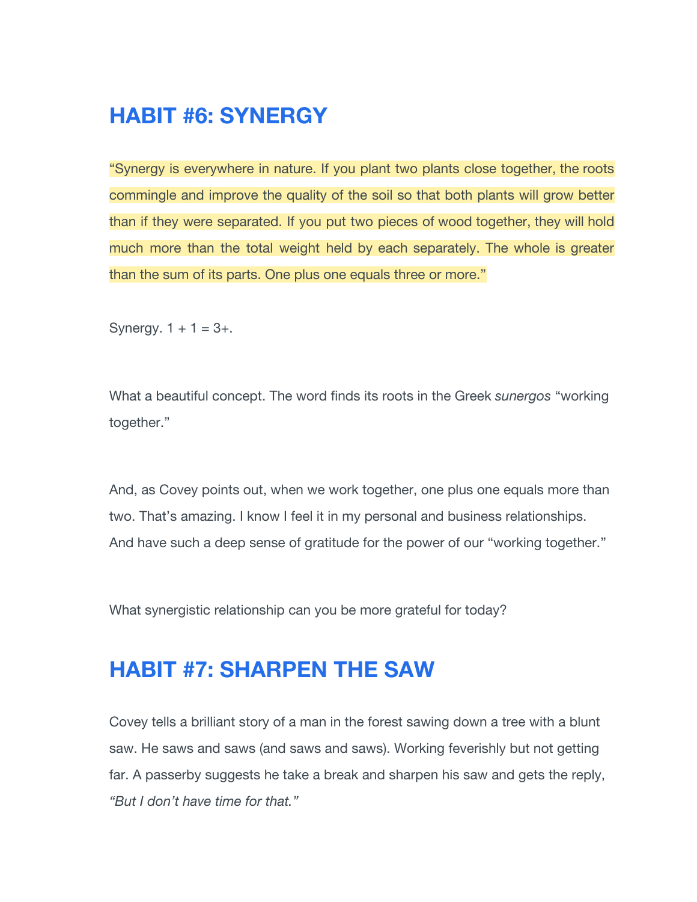## HABIT #6: SYNERGY

"Synergy is everywhere in nature. If you plant two plants close together, the roots commingle and improve the quality of the soil so that both plants will grow better than if they were separated. If you put two pieces of wood together, they will hold much more than the total weight held by each separately. The whole is greater than the sum of its parts. One plus one equals three or more."

Synergy. 1 + 1 = 3+.

What a beautiful concept. The word finds its roots in the Greek *sunergos* "working together."

And, as Covey points out, when we work together, one plus one equals more than two. That's amazing. I know I feel it in my personal and business relationships. And have such a deep sense of gratitude for the power of our "working together."

What synergistic relationship can you be more grateful for today?

## HABIT #7: SHARPEN THE SAW

Covey tells a brilliant story of a man in the forest sawing down a tree with a blunt saw. He saws and saws (and saws and saws). Working feverishly but not getting far. A passerby suggests he take a break and sharpen his saw and gets the reply, *"But I don't have time for that."*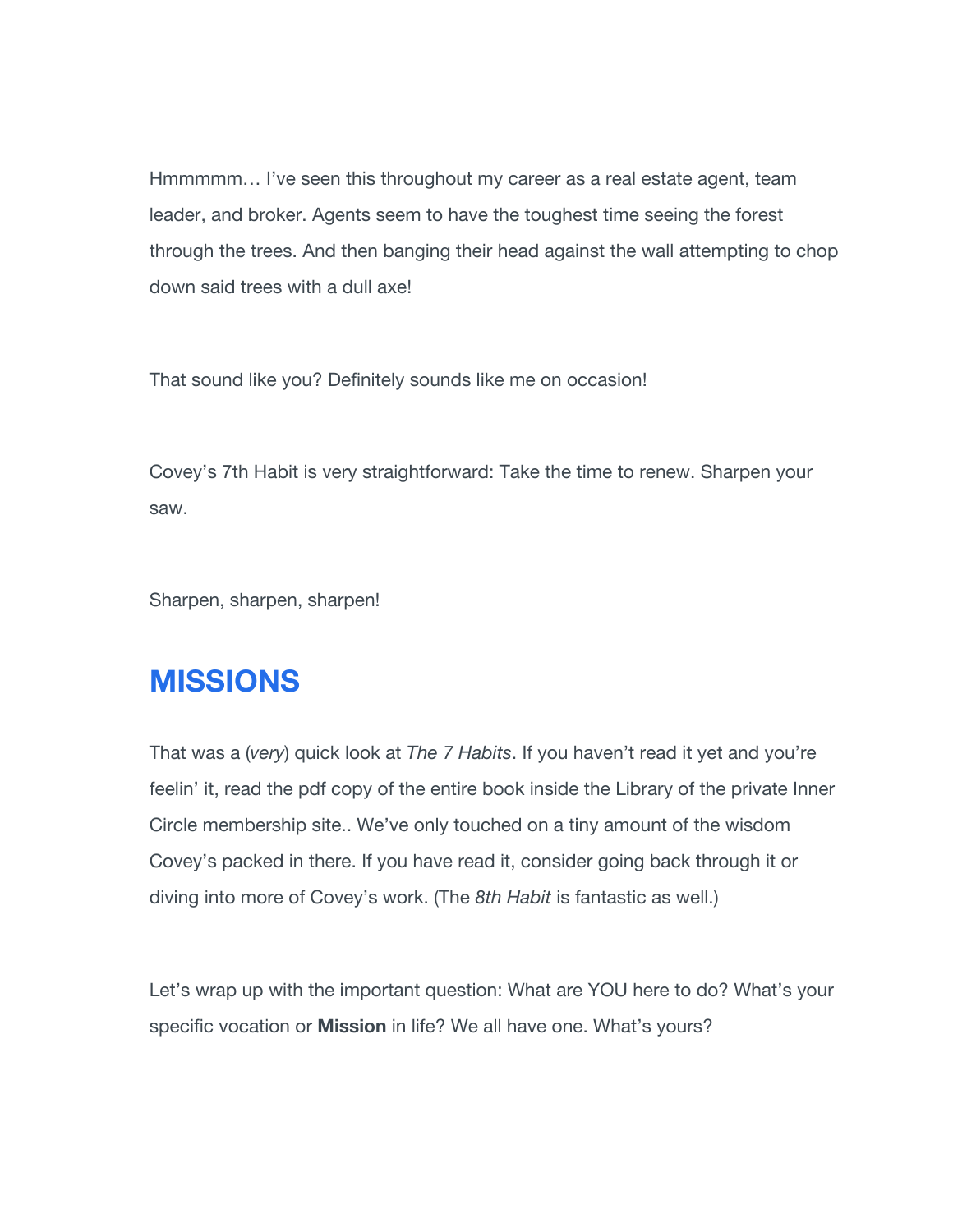Hmmmmm… I've seen this throughout my career as a real estate agent, team leader, and broker. Agents seem to have the toughest time seeing the forest through the trees. And then banging their head against the wall attempting to chop down said trees with a dull axe!

That sound like you? Definitely sounds like me on occasion!

Covey's 7th Habit is very straightforward: Take the time to renew. Sharpen your saw.

Sharpen, sharpen, sharpen!

## MISSIONS

That was a (*very*) quick look at *The 7 Habits*. If you haven't read it yet and you're feelin' it, read the pdf copy of the entire book inside the Library of the private Inner Circle membership site.. We've only touched on a tiny amount of the wisdom Covey's packed in there. If you have read it, consider going back through it or diving into more of Covey's work. (The *8th Habit* is fantastic as well.)

Let's wrap up with the important question: What are YOU here to do? What's your specific vocation or **Mission** in life? We all have one. What's yours?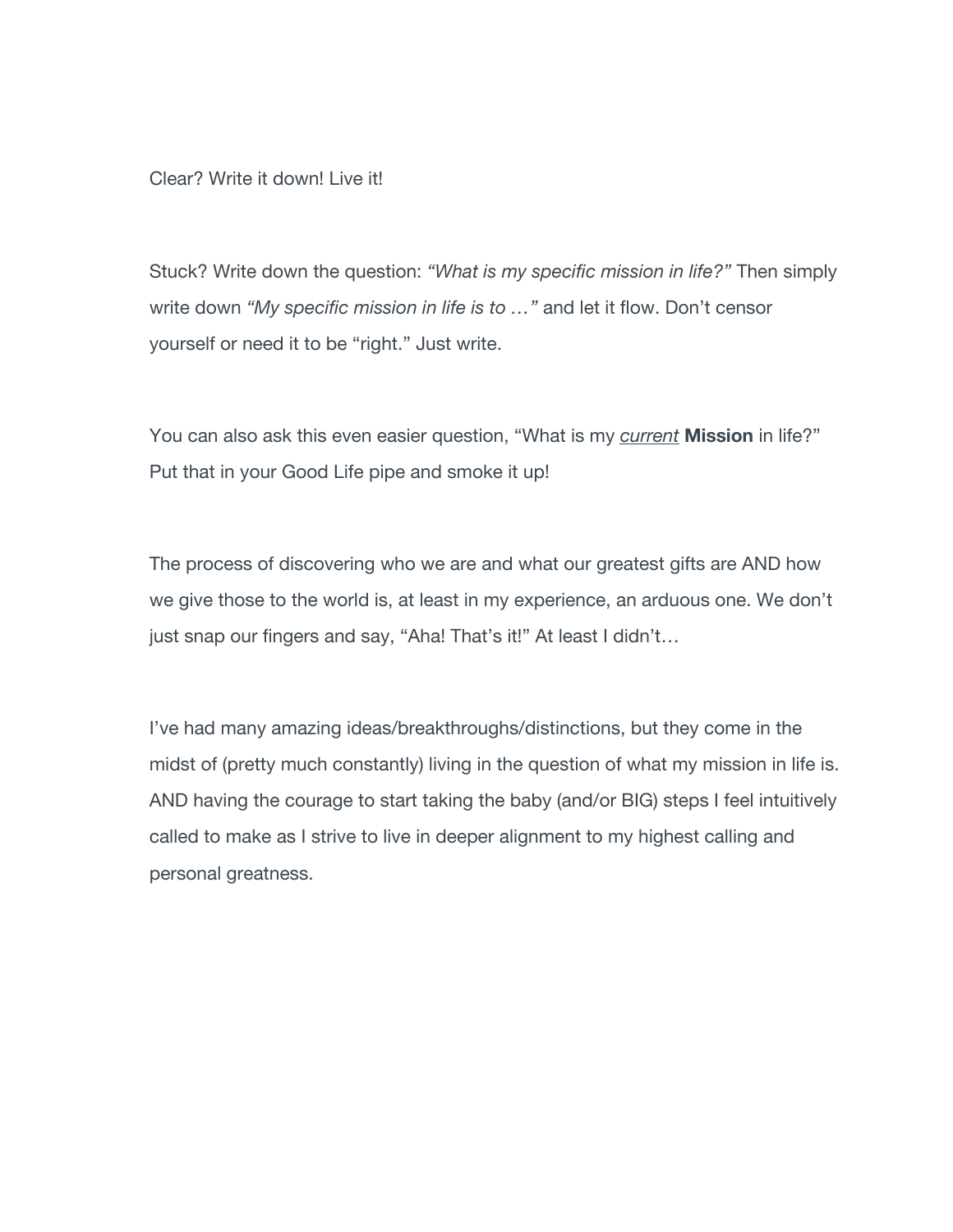Clear? Write it down! Live it!

Stuck? Write down the question: *"What is my specific mission in life?"* Then simply write down *"My specific mission in life is to …"* and let it flow. Don't censor yourself or need it to be "right." Just write.

You can also ask this even easier question, "What is my <u>*current*</u> **Mission** in life?" Put that in your Good Life pipe and smoke it up!

The process of discovering who we are and what our greatest gifts are AND how we give those to the world is, at least in my experience, an arduous one. We don't just snap our fingers and say, "Aha! That's it!" At least I didn't…

I've had many amazing ideas/breakthroughs/distinctions, but they come in the midst of (pretty much constantly) living in the question of what my mission in life is. AND having the courage to start taking the baby (and/or BIG) steps I feel intuitively called to make as I strive to live in deeper alignment to my highest calling and personal greatness.